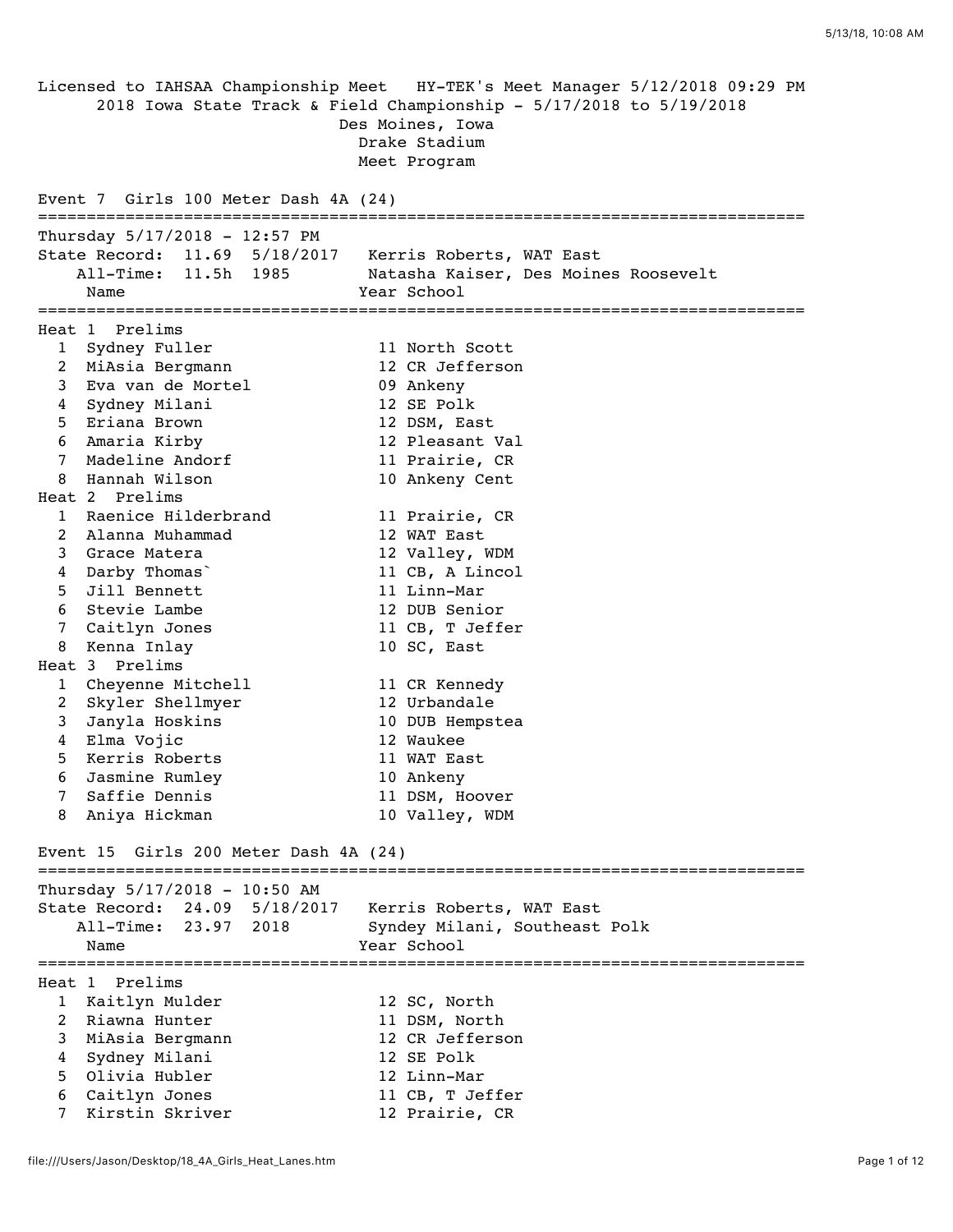Licensed to IAHSAA Championship Meet   HY-TEK's Meet Manager 5/12/2018 09:29 PM

2018 Iowa State Track & Field Championship - 5/17/2018 to 5/19/2018

Des Moines, Iowa

Drake Stadium

Meet Program

## Event 7 Girls 100 Meter Dash 4A (24)

Thursday 5/17/2018 - 12:57 PM

State Record: 11.69 5/18/2017 Kerris Roberts, WAT East

All-Time: 11.5h 1985 Natasha Kaiser, Des Moines Roosevelt

**Heat 1 Prelims**

| | Name | Year | School |
|---|---|---|---|
| 1 | Sydney Fuller | 11 | North Scott |
| 2 | MiAsia Bergmann | 12 | CR Jefferson |
| 3 | Eva van de Mortel | 09 | Ankeny |
| 4 | Sydney Milani | 12 | SE Polk |
| 5 | Eriana Brown | 12 | DSM, East |
| 6 | Amaria Kirby | 12 | Pleasant Val |
| 7 | Madeline Andorf | 11 | Prairie, CR |
| 8 | Hannah Wilson | 10 | Ankeny Cent |

**Heat 2 Prelims**

| | Name | Year | School |
|---|---|---|---|
| 1 | Raenice Hilderbrand | 11 | Prairie, CR |
| 2 | Alanna Muhammad | 12 | WAT East |
| 3 | Grace Matera | 12 | Valley, WDM |
| 4 | Darby Thomas` | 11 | CB, A Lincol |
| 5 | Jill Bennett | 11 | Linn-Mar |
| 6 | Stevie Lambe | 12 | DUB Senior |
| 7 | Caitlyn Jones | 11 | CB, T Jeffer |
| 8 | Kenna Inlay | 10 | SC, East |

**Heat 3 Prelims**

| | Name | Year | School |
|---|---|---|---|
| 1 | Cheyenne Mitchell | 11 | CR Kennedy |
| 2 | Skyler Shellmyer | 12 | Urbandale |
| 3 | Janyla Hoskins | 10 | DUB Hempstea |
| 4 | Elma Vojic | 12 | Waukee |
| 5 | Kerris Roberts | 11 | WAT East |
| 6 | Jasmine Rumley | 10 | Ankeny |
| 7 | Saffie Dennis | 11 | DSM, Hoover |
| 8 | Aniya Hickman | 10 | Valley, WDM |

## Event 15 Girls 200 Meter Dash 4A (24)

Thursday 5/17/2018 - 10:50 AM

State Record: 24.09 5/18/2017 Kerris Roberts, WAT East

All-Time: 23.97 2018 Syndey Milani, Southeast Polk

**Heat 1 Prelims**

| | Name | Year | School |
|---|---|---|---|
| 1 | Kaitlyn Mulder | 12 | SC, North |
| 2 | Riawna Hunter | 11 | DSM, North |
| 3 | MiAsia Bergmann | 12 | CR Jefferson |
| 4 | Sydney Milani | 12 | SE Polk |
| 5 | Olivia Hubler | 12 | Linn-Mar |
| 6 | Caitlyn Jones | 11 | CB, T Jeffer |
| 7 | Kirstin Skriver | 12 | Prairie, CR |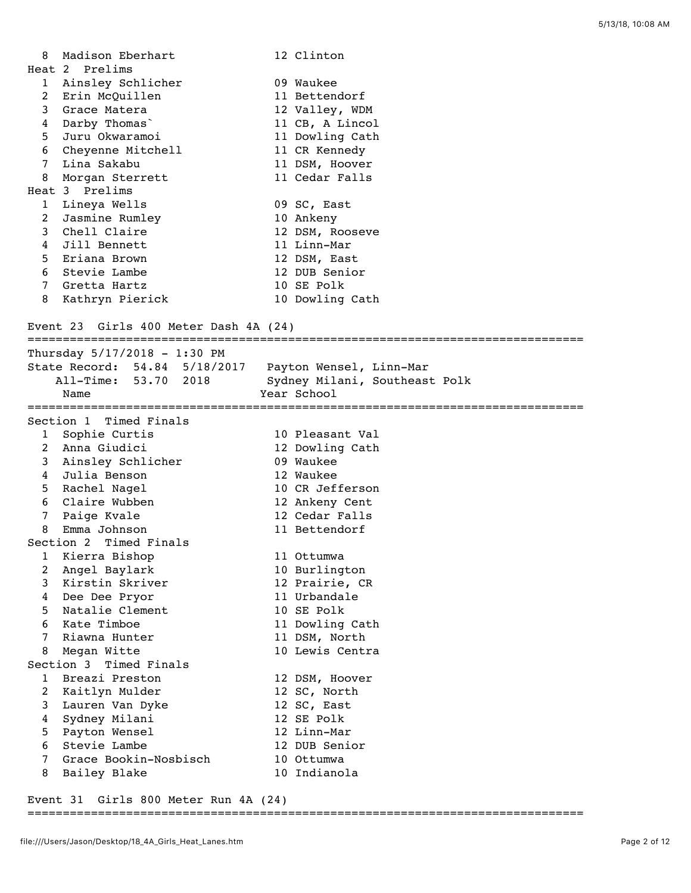```
  8  Madison Eberhart             12 Clinton
Heat  2  Prelims
  1  Ainsley Schlicher            09 Waukee
  2  Erin McQuillen               11 Bettendorf
  3  Grace Matera                 12 Valley, WDM
  4  Darby Thomas`                11 CB, A Lincol
  5  Juru Okwaramoi               11 Dowling Cath
  6  Cheyenne Mitchell            11 CR Kennedy
  7  Lina Sakabu                  11 DSM, Hoover
  8  Morgan Sterrett              11 Cedar Falls
Heat  3  Prelims
  1  Lineya Wells                 09 SC, East
  2  Jasmine Rumley               10 Ankeny
  3  Chell Claire                 12 DSM, Rooseve
  4  Jill Bennett                 11 Linn-Mar
  5  Eriana Brown                 12 DSM, East
  6  Stevie Lambe                 12 DUB Senior
  7  Gretta Hartz                 10 SE Polk
  8  Kathryn Pierick              10 Dowling Cath

Event 23  Girls 400 Meter Dash 4A (24)
===============================================================================
Thursday 5/17/2018 - 1:30 PM
State Record:  54.84  5/18/2017   Payton Wensel, Linn-Mar
    All-Time:  53.70  2018        Sydney Milani, Southeast Polk
     Name                        Year School
===============================================================================
Section  1  Timed Finals
  1  Sophie Curtis                10 Pleasant Val
  2  Anna Giudici                 12 Dowling Cath
  3  Ainsley Schlicher            09 Waukee
  4  Julia Benson                 12 Waukee
  5  Rachel Nagel                 10 CR Jefferson
  6  Claire Wubben                12 Ankeny Cent
  7  Paige Kvale                  12 Cedar Falls
  8  Emma Johnson                 11 Bettendorf
Section  2  Timed Finals
  1  Kierra Bishop                11 Ottumwa
  2  Angel Baylark                10 Burlington
  3  Kirstin Skriver              12 Prairie, CR
  4  Dee Dee Pryor                11 Urbandale
  5  Natalie Clement              10 SE Polk
  6  Kate Timboe                  11 Dowling Cath
  7  Riawna Hunter                11 DSM, North
  8  Megan Witte                  10 Lewis Centra
Section  3  Timed Finals
  1  Breazi Preston               12 DSM, Hoover
  2  Kaitlyn Mulder               12 SC, North
  3  Lauren Van Dyke              12 SC, East
  4  Sydney Milani                12 SE Polk
  5  Payton Wensel                12 Linn-Mar
  6  Stevie Lambe                 12 DUB Senior
  7  Grace Bookin-Nosbisch        10 Ottumwa
  8  Bailey Blake                 10 Indianola

Event 31  Girls 800 Meter Run 4A (24)
===============================================================================
```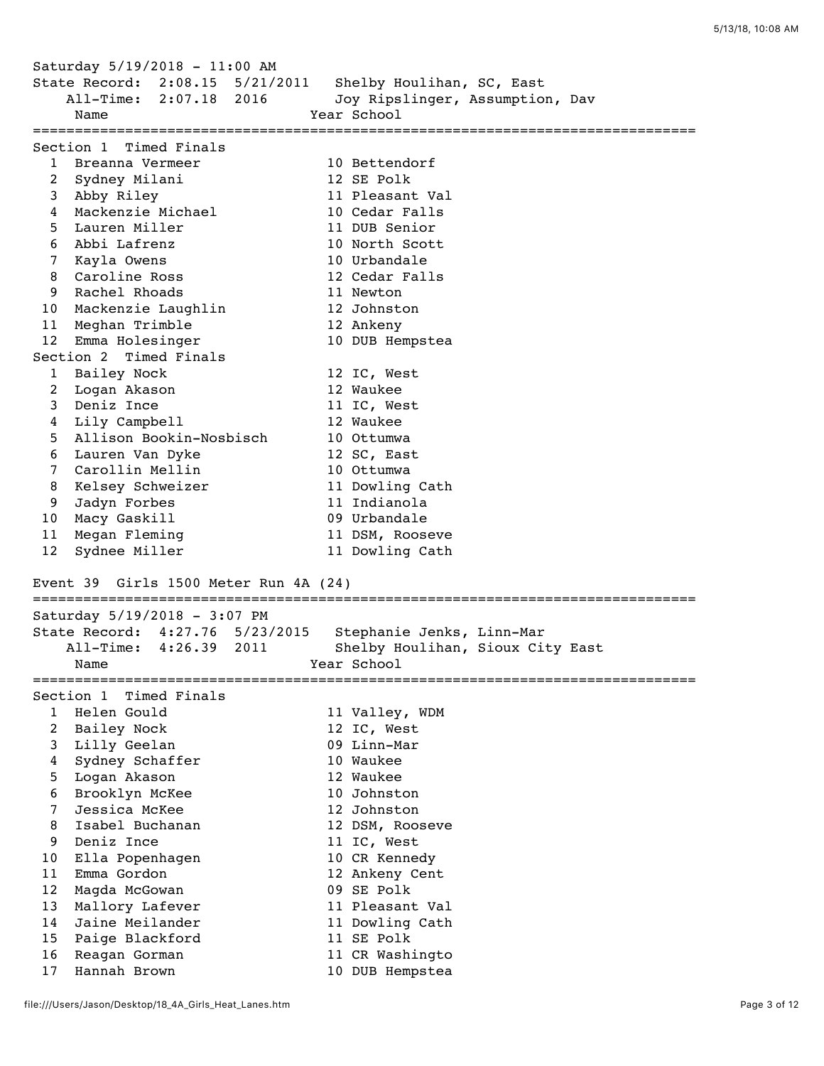Saturday 5/19/2018 - 11:00 AM
State Record: 2:08.15 5/21/2011 Shelby Houlihan, SC, East
All-Time: 2:07.18 2016 Joy Ripslinger, Assumption, Dav

**Section 1 Timed Finals**

| | Name | Year | School |
|---|---|---|---|
| 1 | Breanna Vermeer | 10 | Bettendorf |
| 2 | Sydney Milani | 12 | SE Polk |
| 3 | Abby Riley | 11 | Pleasant Val |
| 4 | Mackenzie Michael | 10 | Cedar Falls |
| 5 | Lauren Miller | 11 | DUB Senior |
| 6 | Abbi Lafrenz | 10 | North Scott |
| 7 | Kayla Owens | 10 | Urbandale |
| 8 | Caroline Ross | 12 | Cedar Falls |
| 9 | Rachel Rhoads | 11 | Newton |
| 10 | Mackenzie Laughlin | 12 | Johnston |
| 11 | Meghan Trimble | 12 | Ankeny |
| 12 | Emma Holesinger | 10 | DUB Hempstea |

**Section 2 Timed Finals**

| | Name | Year | School |
|---|---|---|---|
| 1 | Bailey Nock | 12 | IC, West |
| 2 | Logan Akason | 12 | Waukee |
| 3 | Deniz Ince | 11 | IC, West |
| 4 | Lily Campbell | 12 | Waukee |
| 5 | Allison Bookin-Nosbisch | 10 | Ottumwa |
| 6 | Lauren Van Dyke | 12 | SC, East |
| 7 | Carollin Mellin | 10 | Ottumwa |
| 8 | Kelsey Schweizer | 11 | Dowling Cath |
| 9 | Jadyn Forbes | 11 | Indianola |
| 10 | Macy Gaskill | 09 | Urbandale |
| 11 | Megan Fleming | 11 | DSM, Rooseve |
| 12 | Sydnee Miller | 11 | Dowling Cath |

## Event 39 Girls 1500 Meter Run 4A (24)

Saturday 5/19/2018 - 3:07 PM
State Record: 4:27.76 5/23/2015 Stephanie Jenks, Linn-Mar
All-Time: 4:26.39 2011 Shelby Houlihan, Sioux City East

**Section 1 Timed Finals**

| | Name | Year | School |
|---|---|---|---|
| 1 | Helen Gould | 11 | Valley, WDM |
| 2 | Bailey Nock | 12 | IC, West |
| 3 | Lilly Geelan | 09 | Linn-Mar |
| 4 | Sydney Schaffer | 10 | Waukee |
| 5 | Logan Akason | 12 | Waukee |
| 6 | Brooklyn McKee | 10 | Johnston |
| 7 | Jessica McKee | 12 | Johnston |
| 8 | Isabel Buchanan | 12 | DSM, Rooseve |
| 9 | Deniz Ince | 11 | IC, West |
| 10 | Ella Popenhagen | 10 | CR Kennedy |
| 11 | Emma Gordon | 12 | Ankeny Cent |
| 12 | Magda McGowan | 09 | SE Polk |
| 13 | Mallory Lafever | 11 | Pleasant Val |
| 14 | Jaine Meilander | 11 | Dowling Cath |
| 15 | Paige Blackford | 11 | SE Polk |
| 16 | Reagan Gorman | 11 | CR Washingto |
| 17 | Hannah Brown | 10 | DUB Hempstea |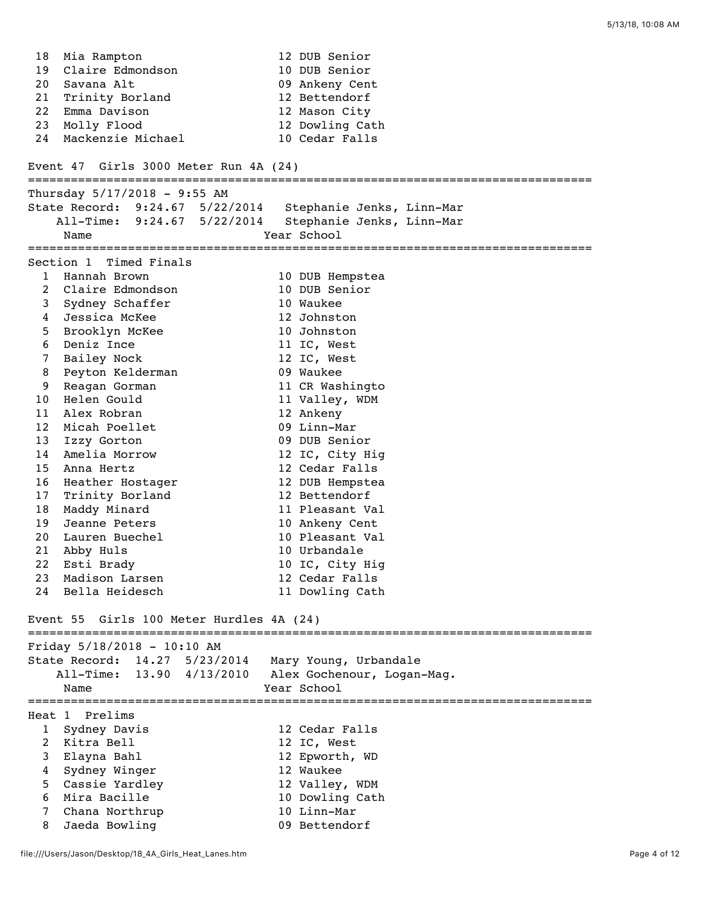| | Name | Year | School |
|---|---|---|---|
| 18 | Mia Rampton | 12 | DUB Senior |
| 19 | Claire Edmondson | 10 | DUB Senior |
| 20 | Savana Alt | 09 | Ankeny Cent |
| 21 | Trinity Borland | 12 | Bettendorf |
| 22 | Emma Davison | 12 | Mason City |
| 23 | Molly Flood | 12 | Dowling Cath |
| 24 | Mackenzie Michael | 10 | Cedar Falls |

## Event 47 Girls 3000 Meter Run 4A (24)

Thursday 5/17/2018 - 9:55 AM

State Record: 9:24.67 5/22/2014 Stephanie Jenks, Linn-Mar

All-Time: 9:24.67 5/22/2014 Stephanie Jenks, Linn-Mar

### Section 1 Timed Finals

| | Name | Year | School |
|---|---|---|---|
| 1 | Hannah Brown | 10 | DUB Hempstea |
| 2 | Claire Edmondson | 10 | DUB Senior |
| 3 | Sydney Schaffer | 10 | Waukee |
| 4 | Jessica McKee | 12 | Johnston |
| 5 | Brooklyn McKee | 10 | Johnston |
| 6 | Deniz Ince | 11 | IC, West |
| 7 | Bailey Nock | 12 | IC, West |
| 8 | Peyton Kelderman | 09 | Waukee |
| 9 | Reagan Gorman | 11 | CR Washingto |
| 10 | Helen Gould | 11 | Valley, WDM |
| 11 | Alex Robran | 12 | Ankeny |
| 12 | Micah Poellet | 09 | Linn-Mar |
| 13 | Izzy Gorton | 09 | DUB Senior |
| 14 | Amelia Morrow | 12 | IC, City Hig |
| 15 | Anna Hertz | 12 | Cedar Falls |
| 16 | Heather Hostager | 12 | DUB Hempstea |
| 17 | Trinity Borland | 12 | Bettendorf |
| 18 | Maddy Minard | 11 | Pleasant Val |
| 19 | Jeanne Peters | 10 | Ankeny Cent |
| 20 | Lauren Buechel | 10 | Pleasant Val |
| 21 | Abby Huls | 10 | Urbandale |
| 22 | Esti Brady | 10 | IC, City Hig |
| 23 | Madison Larsen | 12 | Cedar Falls |
| 24 | Bella Heidesch | 11 | Dowling Cath |

## Event 55 Girls 100 Meter Hurdles 4A (24)

Friday 5/18/2018 - 10:10 AM

State Record: 14.27 5/23/2014 Mary Young, Urbandale

All-Time: 13.90 4/13/2010 Alex Gochenour, Logan-Mag.

### Heat 1 Prelims

| | Name | Year | School |
|---|---|---|---|
| 1 | Sydney Davis | 12 | Cedar Falls |
| 2 | Kitra Bell | 12 | IC, West |
| 3 | Elayna Bahl | 12 | Epworth, WD |
| 4 | Sydney Winger | 12 | Waukee |
| 5 | Cassie Yardley | 12 | Valley, WDM |
| 6 | Mira Bacille | 10 | Dowling Cath |
| 7 | Chana Northrup | 10 | Linn-Mar |
| 8 | Jaeda Bowling | 09 | Bettendorf |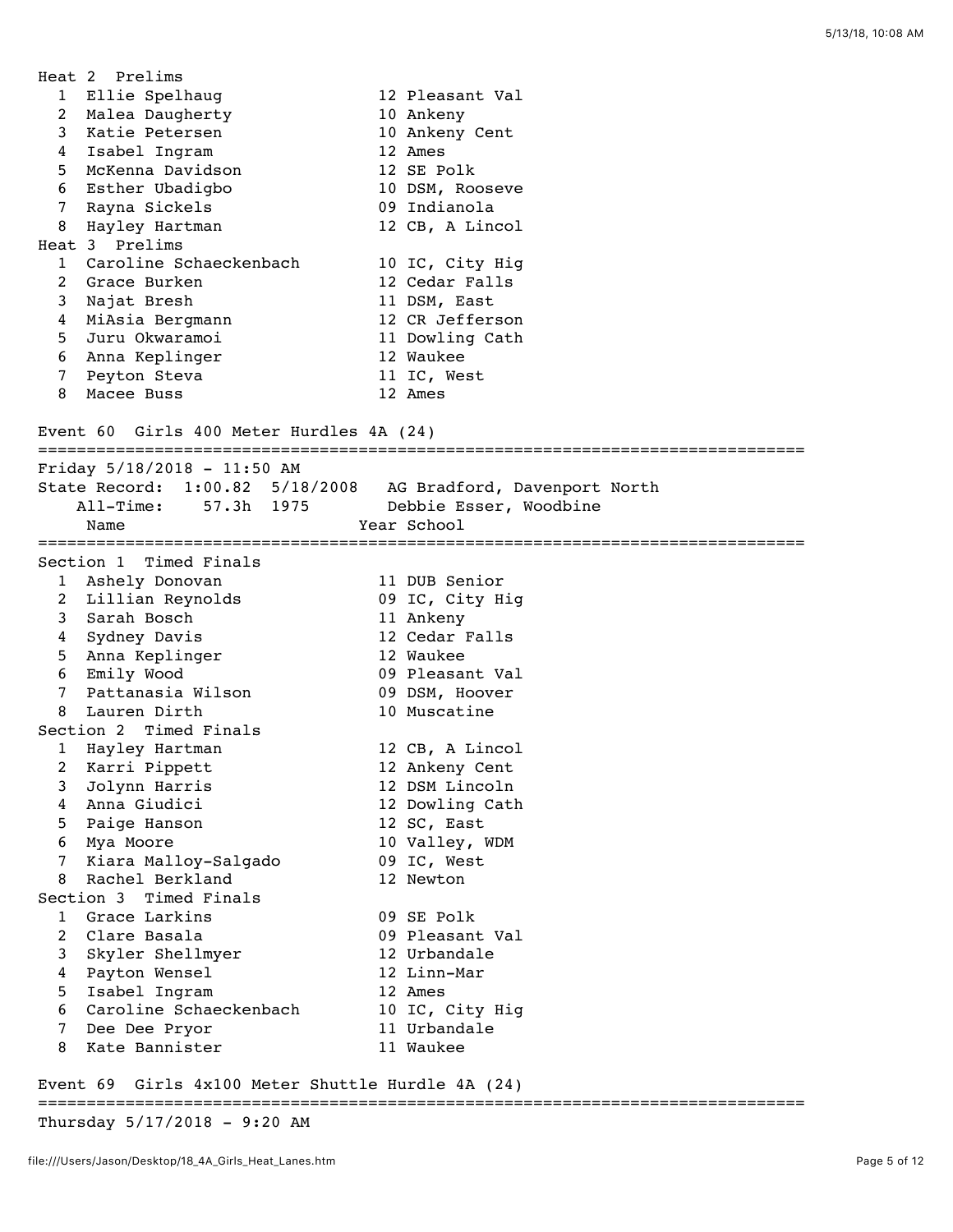**Heat 2 Prelims**

| | Name | Year | School |
|---|---|---|---|
| 1 | Ellie Spelhaug | 12 | Pleasant Val |
| 2 | Malea Daugherty | 10 | Ankeny |
| 3 | Katie Petersen | 10 | Ankeny Cent |
| 4 | Isabel Ingram | 12 | Ames |
| 5 | McKenna Davidson | 12 | SE Polk |
| 6 | Esther Ubadigbo | 10 | DSM, Rooseve |
| 7 | Rayna Sickels | 09 | Indianola |
| 8 | Hayley Hartman | 12 | CB, A Lincol |

**Heat 3 Prelims**

| | Name | Year | School |
|---|---|---|---|
| 1 | Caroline Schaeckenbach | 10 | IC, City Hig |
| 2 | Grace Burken | 12 | Cedar Falls |
| 3 | Najat Bresh | 11 | DSM, East |
| 4 | MiAsia Bergmann | 12 | CR Jefferson |
| 5 | Juru Okwaramoi | 11 | Dowling Cath |
| 6 | Anna Keplinger | 12 | Waukee |
| 7 | Peyton Steva | 11 | IC, West |
| 8 | Macee Buss | 12 | Ames |

## Event 60 Girls 400 Meter Hurdles 4A (24)

Friday 5/18/2018 - 11:50 AM

State Record: 1:00.82 5/18/2008 AG Bradford, Davenport North

All-Time: 57.3h 1975 Debbie Esser, Woodbine

**Section 1 Timed Finals**

| | Name | Year | School |
|---|---|---|---|
| 1 | Ashely Donovan | 11 | DUB Senior |
| 2 | Lillian Reynolds | 09 | IC, City Hig |
| 3 | Sarah Bosch | 11 | Ankeny |
| 4 | Sydney Davis | 12 | Cedar Falls |
| 5 | Anna Keplinger | 12 | Waukee |
| 6 | Emily Wood | 09 | Pleasant Val |
| 7 | Pattanasia Wilson | 09 | DSM, Hoover |
| 8 | Lauren Dirth | 10 | Muscatine |

**Section 2 Timed Finals**

| | Name | Year | School |
|---|---|---|---|
| 1 | Hayley Hartman | 12 | CB, A Lincol |
| 2 | Karri Pippett | 12 | Ankeny Cent |
| 3 | Jolynn Harris | 12 | DSM Lincoln |
| 4 | Anna Giudici | 12 | Dowling Cath |
| 5 | Paige Hanson | 12 | SC, East |
| 6 | Mya Moore | 10 | Valley, WDM |
| 7 | Kiara Malloy-Salgado | 09 | IC, West |
| 8 | Rachel Berkland | 12 | Newton |

**Section 3 Timed Finals**

| | Name | Year | School |
|---|---|---|---|
| 1 | Grace Larkins | 09 | SE Polk |
| 2 | Clare Basala | 09 | Pleasant Val |
| 3 | Skyler Shellmyer | 12 | Urbandale |
| 4 | Payton Wensel | 12 | Linn-Mar |
| 5 | Isabel Ingram | 12 | Ames |
| 6 | Caroline Schaeckenbach | 10 | IC, City Hig |
| 7 | Dee Dee Pryor | 11 | Urbandale |
| 8 | Kate Bannister | 11 | Waukee |

## Event 69 Girls 4x100 Meter Shuttle Hurdle 4A (24)

Thursday 5/17/2018 - 9:20 AM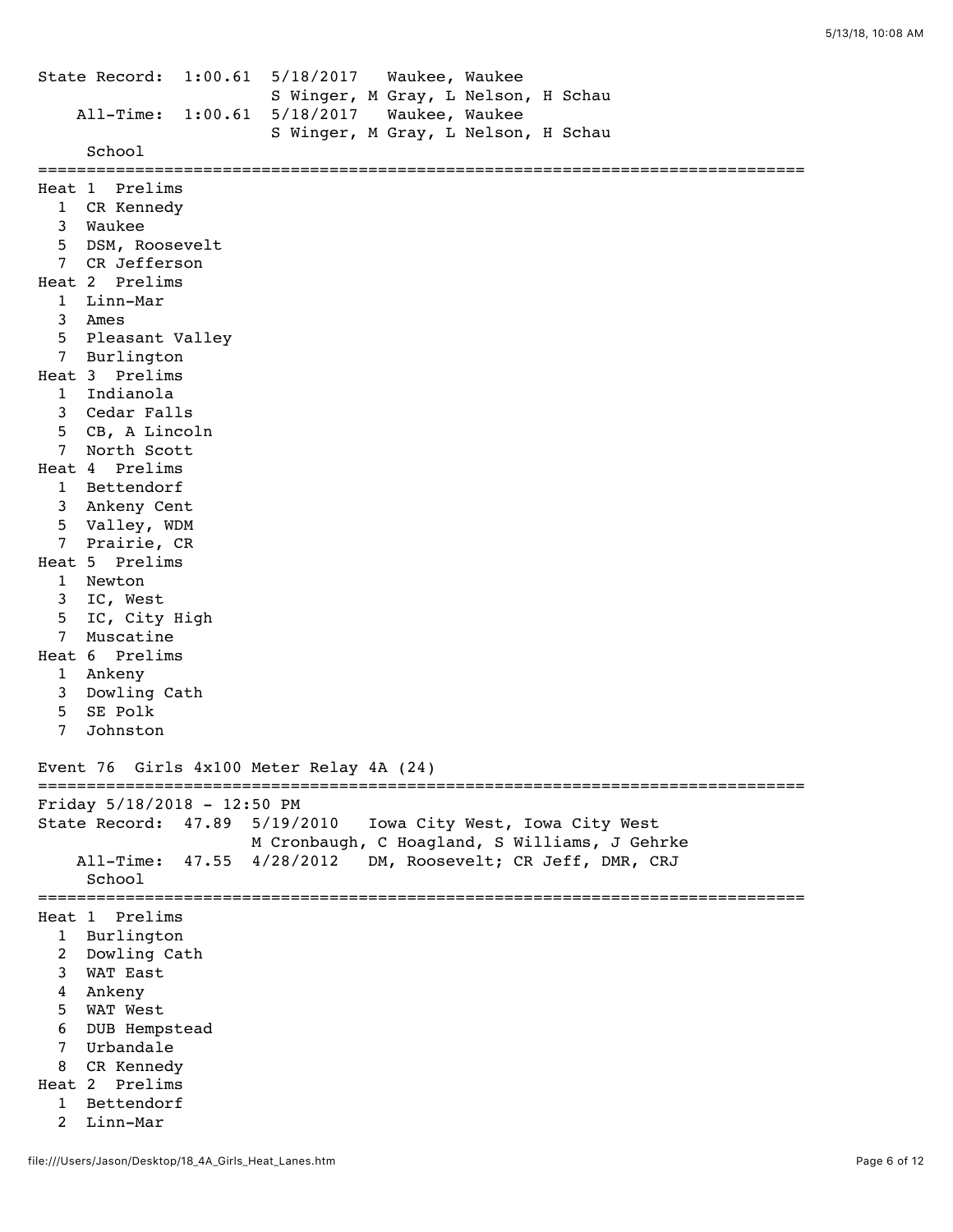State Record: 1:00.61 5/18/2017 Waukee, Waukee
S Winger, M Gray, L Nelson, H Schau
All-Time: 1:00.61 5/18/2017 Waukee, Waukee
S Winger, M Gray, L Nelson, H Schau

School

**Heat 1 Prelims**

1 CR Kennedy
3 Waukee
5 DSM, Roosevelt
7 CR Jefferson

**Heat 2 Prelims**

1 Linn-Mar
3 Ames
5 Pleasant Valley
7 Burlington

**Heat 3 Prelims**

1 Indianola
3 Cedar Falls
5 CB, A Lincoln
7 North Scott

**Heat 4 Prelims**

1 Bettendorf
3 Ankeny Cent
5 Valley, WDM
7 Prairie, CR

**Heat 5 Prelims**

1 Newton
3 IC, West
5 IC, City High
7 Muscatine

**Heat 6 Prelims**

1 Ankeny
3 Dowling Cath
5 SE Polk
7 Johnston

## Event 76 Girls 4x100 Meter Relay 4A (24)

Friday 5/18/2018 - 12:50 PM
State Record: 47.89 5/19/2010 Iowa City West, Iowa City West
M Cronbaugh, C Hoagland, S Williams, J Gehrke
All-Time: 47.55 4/28/2012 DM, Roosevelt; CR Jeff, DMR, CRJ

School

**Heat 1 Prelims**

1 Burlington
2 Dowling Cath
3 WAT East
4 Ankeny
5 WAT West
6 DUB Hempstead
7 Urbandale
8 CR Kennedy

**Heat 2 Prelims**

1 Bettendorf
2 Linn-Mar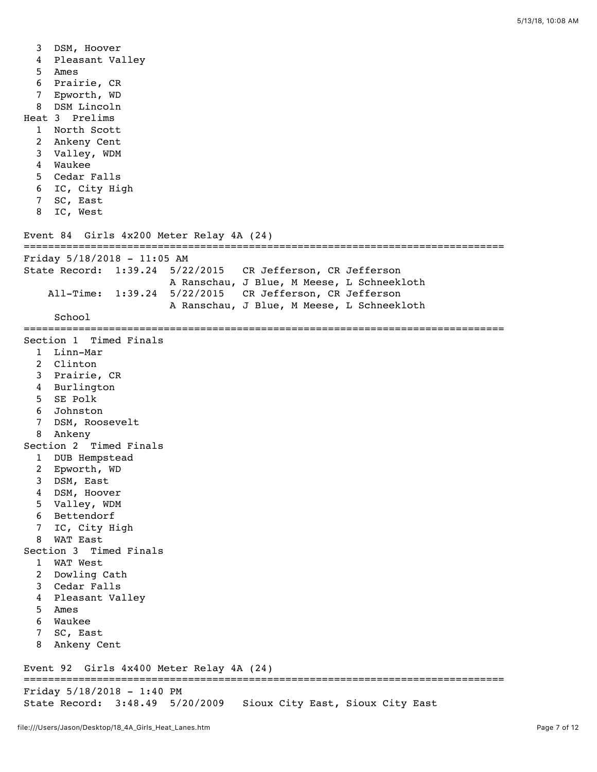3 DSM, Hoover
4 Pleasant Valley
5 Ames
6 Prairie, CR
7 Epworth, WD
8 DSM Lincoln

Heat 3 Prelims

1 North Scott
2 Ankeny Cent
3 Valley, WDM
4 Waukee
5 Cedar Falls
6 IC, City High
7 SC, East
8 IC, West

## Event 84 Girls 4x200 Meter Relay 4A (24)

Friday 5/18/2018 - 11:05 AM

State Record: 1:39.24 5/22/2015 CR Jefferson, CR Jefferson
A Ranschau, J Blue, M Meese, L Schneekloth

All-Time: 1:39.24 5/22/2015 CR Jefferson, CR Jefferson
A Ranschau, J Blue, M Meese, L Schneekloth

School

Section 1 Timed Finals

1 Linn-Mar
2 Clinton
3 Prairie, CR
4 Burlington
5 SE Polk
6 Johnston
7 DSM, Roosevelt
8 Ankeny

Section 2 Timed Finals

1 DUB Hempstead
2 Epworth, WD
3 DSM, East
4 DSM, Hoover
5 Valley, WDM
6 Bettendorf
7 IC, City High
8 WAT East

Section 3 Timed Finals

1 WAT West
2 Dowling Cath
3 Cedar Falls
4 Pleasant Valley
5 Ames
6 Waukee
7 SC, East
8 Ankeny Cent

## Event 92 Girls 4x400 Meter Relay 4A (24)

Friday 5/18/2018 - 1:40 PM

State Record: 3:48.49 5/20/2009 Sioux City East, Sioux City East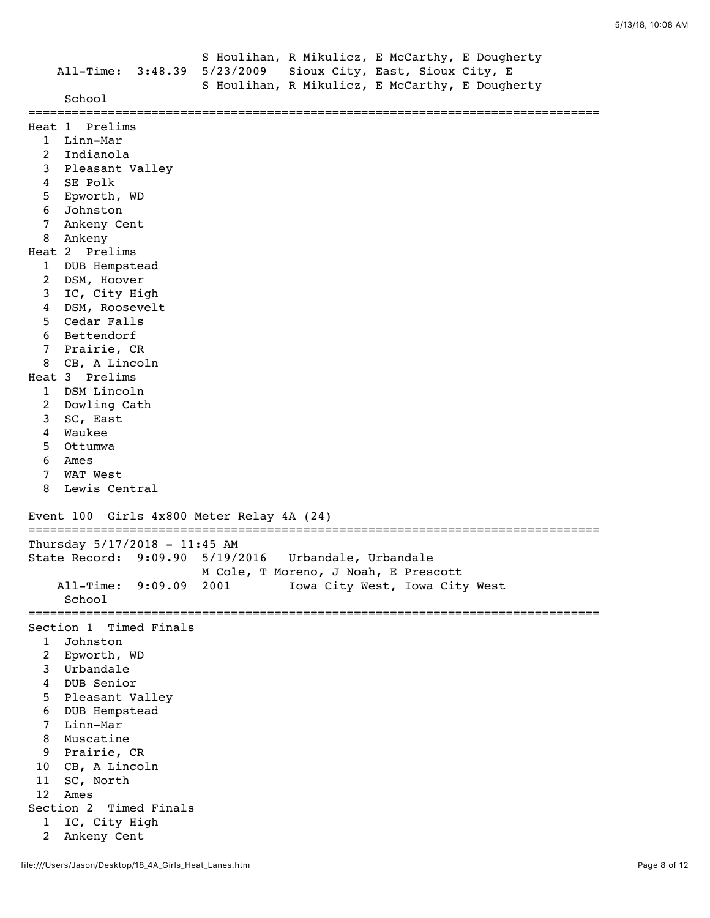```
                         S Houlihan, R Mikulicz, E McCarthy, E Dougherty
    All-Time:  3:48.39  5/23/2009   Sioux City, East, Sioux City, E
                         S Houlihan, R Mikulicz, E McCarthy, E Dougherty
     School
===============================================================================
Heat 1  Prelims
  1  Linn-Mar
  2  Indianola
  3  Pleasant Valley
  4  SE Polk
  5  Epworth, WD
  6  Johnston
  7  Ankeny Cent
  8  Ankeny
Heat 2  Prelims
  1  DUB Hempstead
  2  DSM, Hoover
  3  IC, City High
  4  DSM, Roosevelt
  5  Cedar Falls
  6  Bettendorf
  7  Prairie, CR
  8  CB, A Lincoln
Heat 3  Prelims
  1  DSM Lincoln
  2  Dowling Cath
  3  SC, East
  4  Waukee
  5  Ottumwa
  6  Ames
  7  WAT West
  8  Lewis Central

Event 100  Girls 4x800 Meter Relay 4A (24)
===============================================================================
Thursday 5/17/2018 - 11:45 AM
State Record:  9:09.90  5/19/2016   Urbandale, Urbandale
                         M Cole, T Moreno, J Noah, E Prescott
    All-Time:  9:09.09  2001        Iowa City West, Iowa City West
     School
===============================================================================
Section 1  Timed Finals
  1  Johnston
  2  Epworth, WD
  3  Urbandale
  4  DUB Senior
  5  Pleasant Valley
  6  DUB Hempstead
  7  Linn-Mar
  8  Muscatine
  9  Prairie, CR
 10  CB, A Lincoln
 11  SC, North
 12  Ames
Section 2  Timed Finals
  1  IC, City High
  2  Ankeny Cent
```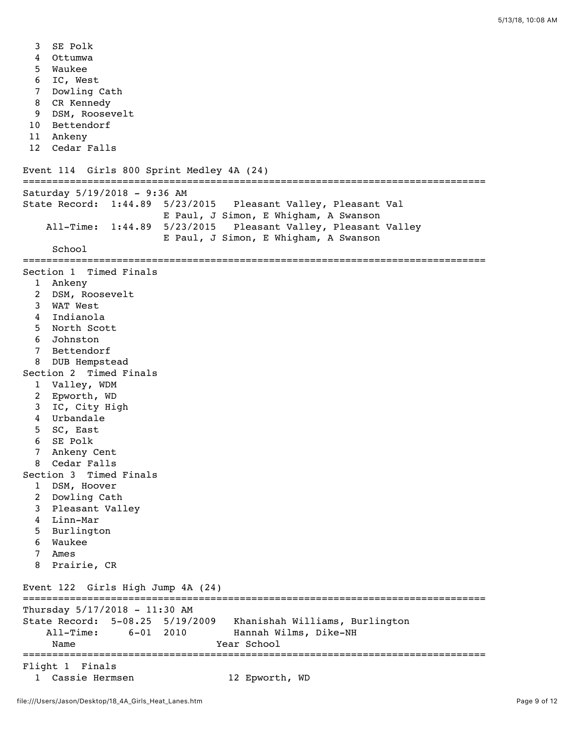```
  3  SE Polk
  4  Ottumwa
  5  Waukee
  6  IC, West
  7  Dowling Cath
  8  CR Kennedy
  9  DSM, Roosevelt
 10  Bettendorf
 11  Ankeny
 12  Cedar Falls

Event 114  Girls 800 Sprint Medley 4A (24)
===============================================================================
Saturday 5/19/2018 - 9:36 AM
State Record:  1:44.89  5/23/2015   Pleasant Valley, Pleasant Val
                        E Paul, J Simon, E Whigham, A Swanson
    All-Time:  1:44.89  5/23/2015   Pleasant Valley, Pleasant Valley
                        E Paul, J Simon, E Whigham, A Swanson
     School
===============================================================================
Section 1  Timed Finals
  1  Ankeny
  2  DSM, Roosevelt
  3  WAT West
  4  Indianola
  5  North Scott
  6  Johnston
  7  Bettendorf
  8  DUB Hempstead
Section 2  Timed Finals
  1  Valley, WDM
  2  Epworth, WD
  3  IC, City High
  4  Urbandale
  5  SC, East
  6  SE Polk
  7  Ankeny Cent
  8  Cedar Falls
Section 3  Timed Finals
  1  DSM, Hoover
  2  Dowling Cath
  3  Pleasant Valley
  4  Linn-Mar
  5  Burlington
  6  Waukee
  7  Ames
  8  Prairie, CR

Event 122  Girls High Jump 4A (24)
===============================================================================
Thursday 5/17/2018 - 11:30 AM
State Record:  5-08.25  5/19/2009   Khanishah Williams, Burlington
    All-Time:     6-01  2010        Hannah Wilms, Dike-NH
     Name                        Year School
===============================================================================
Flight 1  Finals
  1  Cassie Hermsen                12 Epworth, WD
```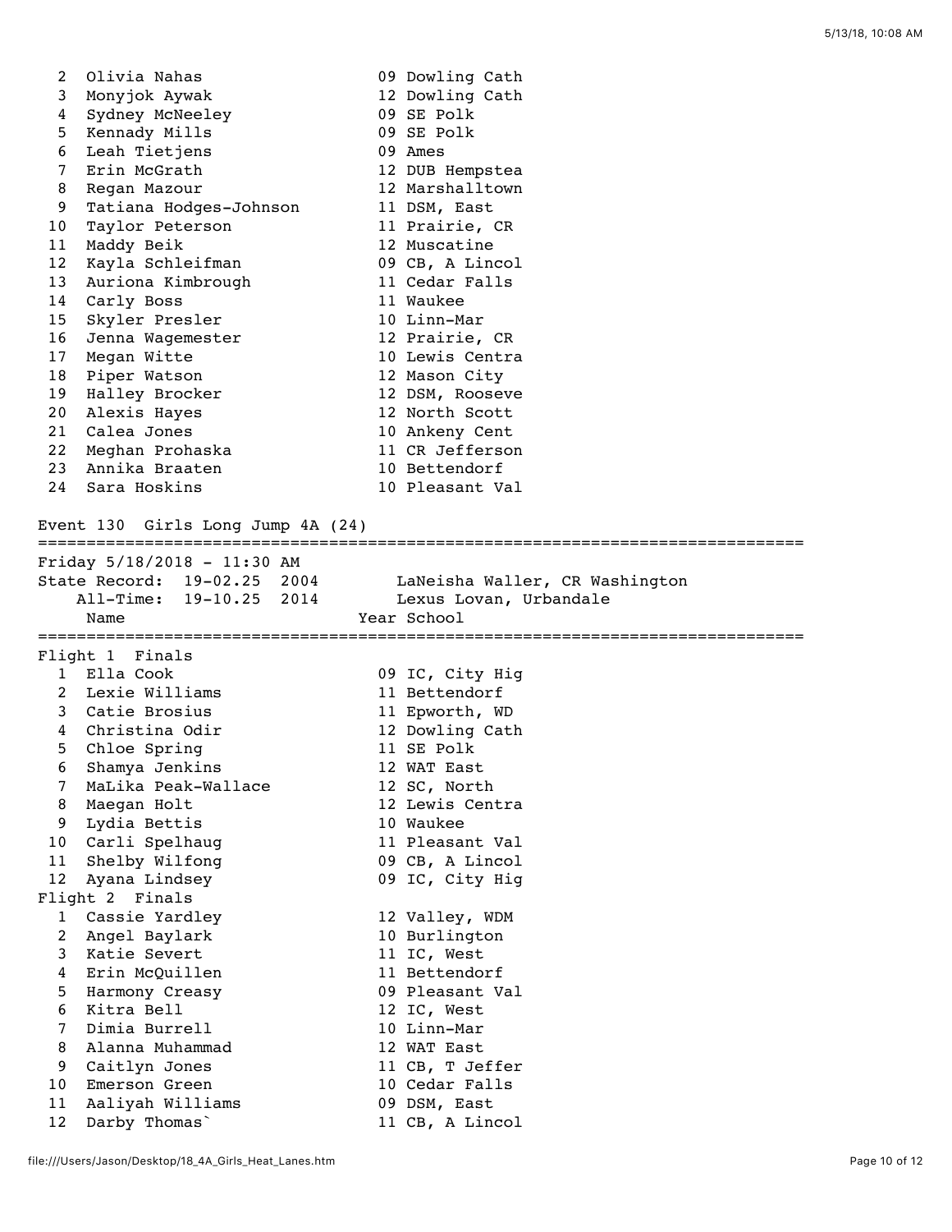| | Name | Year | School |
|---|---|---|---|
| 2 | Olivia Nahas | 09 | Dowling Cath |
| 3 | Monyjok Aywak | 12 | Dowling Cath |
| 4 | Sydney McNeeley | 09 | SE Polk |
| 5 | Kennady Mills | 09 | SE Polk |
| 6 | Leah Tietjens | 09 | Ames |
| 7 | Erin McGrath | 12 | DUB Hempstea |
| 8 | Regan Mazour | 12 | Marshalltown |
| 9 | Tatiana Hodges-Johnson | 11 | DSM, East |
| 10 | Taylor Peterson | 11 | Prairie, CR |
| 11 | Maddy Beik | 12 | Muscatine |
| 12 | Kayla Schleifman | 09 | CB, A Lincol |
| 13 | Auriona Kimbrough | 11 | Cedar Falls |
| 14 | Carly Boss | 11 | Waukee |
| 15 | Skyler Presler | 10 | Linn-Mar |
| 16 | Jenna Wagemester | 12 | Prairie, CR |
| 17 | Megan Witte | 10 | Lewis Centra |
| 18 | Piper Watson | 12 | Mason City |
| 19 | Halley Brocker | 12 | DSM, Rooseve |
| 20 | Alexis Hayes | 12 | North Scott |
| 21 | Calea Jones | 10 | Ankeny Cent |
| 22 | Meghan Prohaska | 11 | CR Jefferson |
| 23 | Annika Braaten | 10 | Bettendorf |
| 24 | Sara Hoskins | 10 | Pleasant Val |

## Event 130 Girls Long Jump 4A (24)

Friday 5/18/2018 - 11:30 AM

State Record: 19-02.25 2004 LaNeisha Waller, CR Washington

All-Time: 19-10.25 2014 Lexus Lovan, Urbandale

### Flight 1 Finals

| | Name | Year | School |
|---|---|---|---|
| 1 | Ella Cook | 09 | IC, City Hig |
| 2 | Lexie Williams | 11 | Bettendorf |
| 3 | Catie Brosius | 11 | Epworth, WD |
| 4 | Christina Odir | 12 | Dowling Cath |
| 5 | Chloe Spring | 11 | SE Polk |
| 6 | Shamya Jenkins | 12 | WAT East |
| 7 | MaLika Peak-Wallace | 12 | SC, North |
| 8 | Maegan Holt | 12 | Lewis Centra |
| 9 | Lydia Bettis | 10 | Waukee |
| 10 | Carli Spelhaug | 11 | Pleasant Val |
| 11 | Shelby Wilfong | 09 | CB, A Lincol |
| 12 | Ayana Lindsey | 09 | IC, City Hig |

### Flight 2 Finals

| | Name | Year | School |
|---|---|---|---|
| 1 | Cassie Yardley | 12 | Valley, WDM |
| 2 | Angel Baylark | 10 | Burlington |
| 3 | Katie Severt | 11 | IC, West |
| 4 | Erin McQuillen | 11 | Bettendorf |
| 5 | Harmony Creasy | 09 | Pleasant Val |
| 6 | Kitra Bell | 12 | IC, West |
| 7 | Dimia Burrell | 10 | Linn-Mar |
| 8 | Alanna Muhammad | 12 | WAT East |
| 9 | Caitlyn Jones | 11 | CB, T Jeffer |
| 10 | Emerson Green | 10 | Cedar Falls |
| 11 | Aaliyah Williams | 09 | DSM, East |
| 12 | Darby Thomas` | 11 | CB, A Lincol |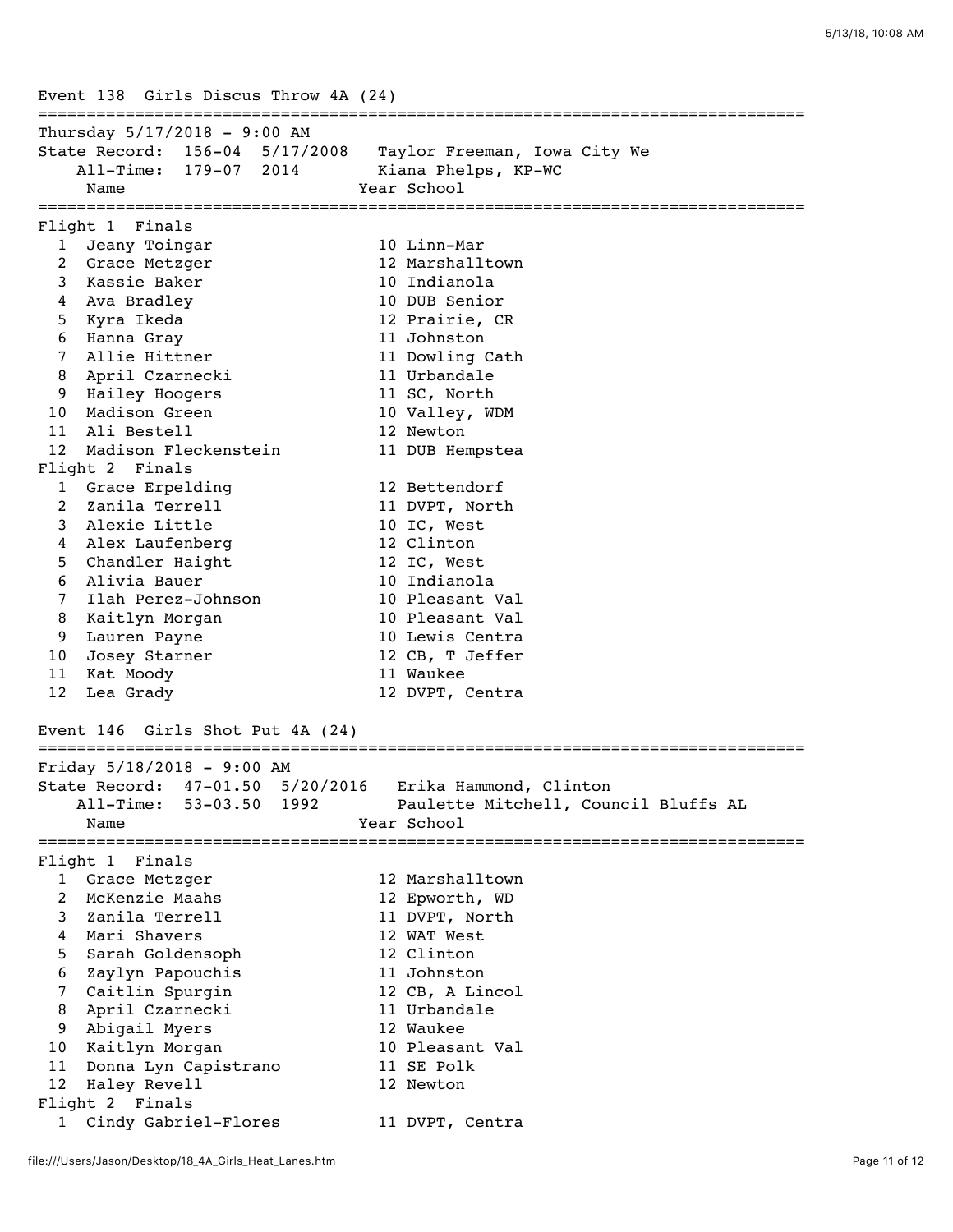## Event 138 Girls Discus Throw 4A (24)

Thursday 5/17/2018 - 9:00 AM

State Record: 156-04 5/17/2008 Taylor Freeman, Iowa City We

All-Time: 179-07 2014 Kiana Phelps, KP-WC

### Flight 1 Finals

| | Name | Year | School |
|---|---|---|---|
| 1 | Jeany Toingar | 10 | Linn-Mar |
| 2 | Grace Metzger | 12 | Marshalltown |
| 3 | Kassie Baker | 10 | Indianola |
| 4 | Ava Bradley | 10 | DUB Senior |
| 5 | Kyra Ikeda | 12 | Prairie, CR |
| 6 | Hanna Gray | 11 | Johnston |
| 7 | Allie Hittner | 11 | Dowling Cath |
| 8 | April Czarnecki | 11 | Urbandale |
| 9 | Hailey Hoogers | 11 | SC, North |
| 10 | Madison Green | 10 | Valley, WDM |
| 11 | Ali Bestell | 12 | Newton |
| 12 | Madison Fleckenstein | 11 | DUB Hempstea |

### Flight 2 Finals

| | Name | Year | School |
|---|---|---|---|
| 1 | Grace Erpelding | 12 | Bettendorf |
| 2 | Zanila Terrell | 11 | DVPT, North |
| 3 | Alexie Little | 10 | IC, West |
| 4 | Alex Laufenberg | 12 | Clinton |
| 5 | Chandler Haight | 12 | IC, West |
| 6 | Alivia Bauer | 10 | Indianola |
| 7 | Ilah Perez-Johnson | 10 | Pleasant Val |
| 8 | Kaitlyn Morgan | 10 | Pleasant Val |
| 9 | Lauren Payne | 10 | Lewis Centra |
| 10 | Josey Starner | 12 | CB, T Jeffer |
| 11 | Kat Moody | 11 | Waukee |
| 12 | Lea Grady | 12 | DVPT, Centra |

## Event 146 Girls Shot Put 4A (24)

Friday 5/18/2018 - 9:00 AM

State Record: 47-01.50 5/20/2016 Erika Hammond, Clinton

All-Time: 53-03.50 1992 Paulette Mitchell, Council Bluffs AL

### Flight 1 Finals

| | Name | Year | School |
|---|---|---|---|
| 1 | Grace Metzger | 12 | Marshalltown |
| 2 | McKenzie Maahs | 12 | Epworth, WD |
| 3 | Zanila Terrell | 11 | DVPT, North |
| 4 | Mari Shavers | 12 | WAT West |
| 5 | Sarah Goldensoph | 12 | Clinton |
| 6 | Zaylyn Papouchis | 11 | Johnston |
| 7 | Caitlin Spurgin | 12 | CB, A Lincol |
| 8 | April Czarnecki | 11 | Urbandale |
| 9 | Abigail Myers | 12 | Waukee |
| 10 | Kaitlyn Morgan | 10 | Pleasant Val |
| 11 | Donna Lyn Capistrano | 11 | SE Polk |
| 12 | Haley Revell | 12 | Newton |

### Flight 2 Finals

| | Name | Year | School |
|---|---|---|---|
| 1 | Cindy Gabriel-Flores | 11 | DVPT, Centra |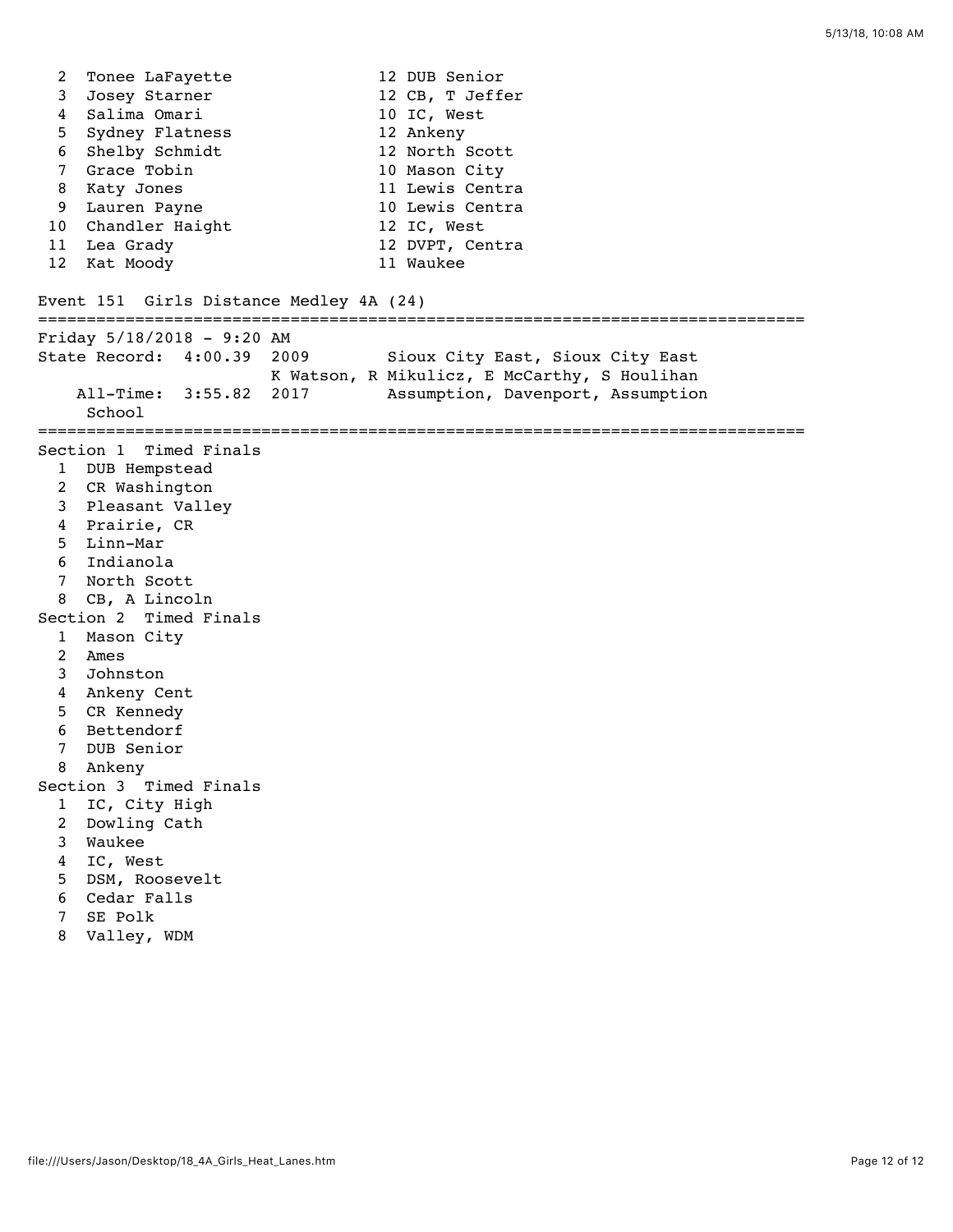| | | | |
|---|---|---|---|
| 2 | Tonee LaFayette | 12 | DUB Senior |
| 3 | Josey Starner | 12 | CB, T Jeffer |
| 4 | Salima Omari | 10 | IC, West |
| 5 | Sydney Flatness | 12 | Ankeny |
| 6 | Shelby Schmidt | 12 | North Scott |
| 7 | Grace Tobin | 10 | Mason City |
| 8 | Katy Jones | 11 | Lewis Centra |
| 9 | Lauren Payne | 10 | Lewis Centra |
| 10 | Chandler Haight | 12 | IC, West |
| 11 | Lea Grady | 12 | DVPT, Centra |
| 12 | Kat Moody | 11 | Waukee |

## Event 151 Girls Distance Medley 4A (24)

```
===============================================================================
Friday 5/18/2018 - 9:20 AM
State Record:  4:00.39  2009        Sioux City East, Sioux City East
                        K Watson, R Mikulicz, E McCarthy, S Houlihan
    All-Time:  3:55.82  2017        Assumption, Davenport, Assumption
     School
===============================================================================
```

### Section 1 Timed Finals

1. DUB Hempstead
2. CR Washington
3. Pleasant Valley
4. Prairie, CR
5. Linn-Mar
6. Indianola
7. North Scott
8. CB, A Lincoln

### Section 2 Timed Finals

1. Mason City
2. Ames
3. Johnston
4. Ankeny Cent
5. CR Kennedy
6. Bettendorf
7. DUB Senior
8. Ankeny

### Section 3 Timed Finals

1. IC, City High
2. Dowling Cath
3. Waukee
4. IC, West
5. DSM, Roosevelt
6. Cedar Falls
7. SE Polk
8. Valley, WDM